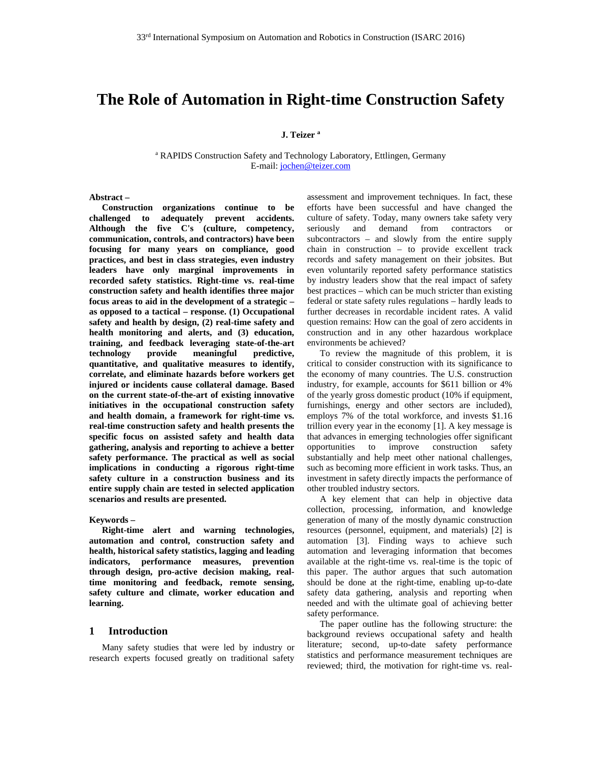# The Role of Automation in Right-time Construction Safety

**J. Teizer [a]**

[a] RAPIDS Construction Safety and Technology Laboratory, Ettlingen, Germany
E-mail: jochen@teizer.com

**Abstract –**

**Construction organizations continue to be challenged to adequately prevent accidents. Although the five C's (culture, competency, communication, controls, and contractors) have been focusing for many years on compliance, good practices, and best in class strategies, even industry leaders have only marginal improvements in recorded safety statistics. Right-time vs. real-time construction safety and health identifies three major focus areas to aid in the development of a strategic – as opposed to a tactical – response. (1) Occupational safety and health by design, (2) real-time safety and health monitoring and alerts, and (3) education, training, and feedback leveraging state-of-the-art technology provide meaningful predictive, quantitative, and qualitative measures to identify, correlate, and eliminate hazards before workers get injured or incidents cause collateral damage. Based on the current state-of-the-art of existing innovative initiatives in the occupational construction safety and health domain, a framework for right-time vs. real-time construction safety and health presents the specific focus on assisted safety and health data gathering, analysis and reporting to achieve a better safety performance. The practical as well as social implications in conducting a rigorous right-time safety culture in a construction business and its entire supply chain are tested in selected application scenarios and results are presented.**

**Keywords –**

**Right-time alert and warning technologies, automation and control, construction safety and health, historical safety statistics, lagging and leading indicators, performance measures, prevention through design, pro-active decision making, real-time monitoring and feedback, remote sensing, safety culture and climate, worker education and learning.**

## 1 Introduction

Many safety studies that were led by industry or research experts focused greatly on traditional safety assessment and improvement techniques. In fact, these efforts have been successful and have changed the culture of safety. Today, many owners take safety very seriously and demand from contractors or subcontractors – and slowly from the entire supply chain in construction – to provide excellent track records and safety management on their jobsites. But even voluntarily reported safety performance statistics by industry leaders show that the real impact of safety best practices – which can be much stricter than existing federal or state safety rules regulations – hardly leads to further decreases in recordable incident rates. A valid question remains: How can the goal of zero accidents in construction and in any other hazardous workplace environments be achieved?

To review the magnitude of this problem, it is critical to consider construction with its significance to the economy of many countries. The U.S. construction industry, for example, accounts for $611 billion or 4% of the yearly gross domestic product (10% if equipment, furnishings, energy and other sectors are included), employs 7% of the total workforce, and invests $1.16 trillion every year in the economy [1]. A key message is that advances in emerging technologies offer significant opportunities to improve construction safety substantially and help meet other national challenges, such as becoming more efficient in work tasks. Thus, an investment in safety directly impacts the performance of other troubled industry sectors.

A key element that can help in objective data collection, processing, information, and knowledge generation of many of the mostly dynamic construction resources (personnel, equipment, and materials) [2] is automation [3]. Finding ways to achieve such automation and leveraging information that becomes available at the right-time vs. real-time is the topic of this paper. The author argues that such automation should be done at the right-time, enabling up-to-date safety data gathering, analysis and reporting when needed and with the ultimate goal of achieving better safety performance.

The paper outline has the following structure: the background reviews occupational safety and health literature; second, up-to-date safety performance statistics and performance measurement techniques are reviewed; third, the motivation for right-time vs. real-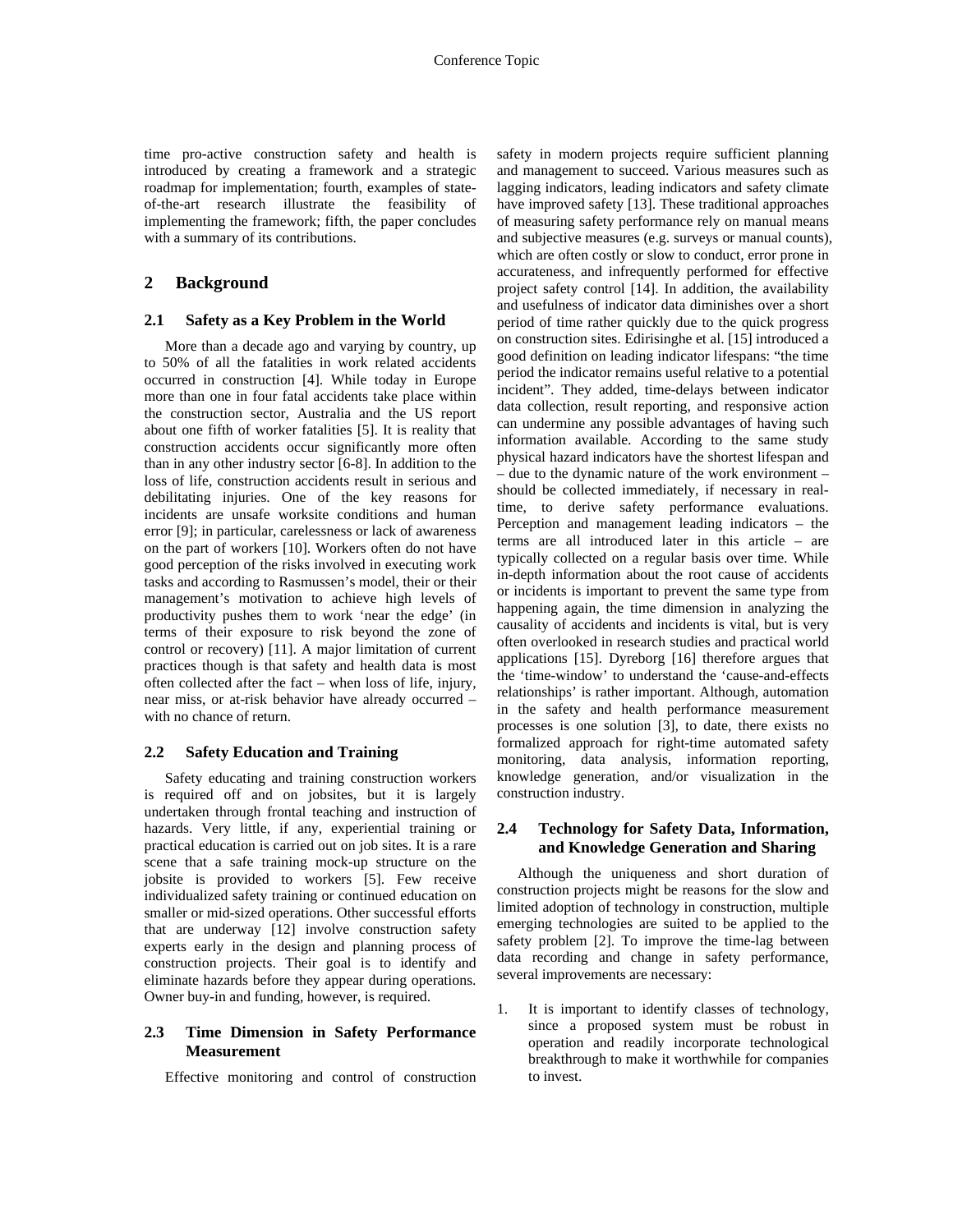time pro-active construction safety and health is introduced by creating a framework and a strategic roadmap for implementation; fourth, examples of state-of-the-art research illustrate the feasibility of implementing the framework; fifth, the paper concludes with a summary of its contributions.

## 2 Background

### 2.1 Safety as a Key Problem in the World

More than a decade ago and varying by country, up to 50% of all the fatalities in work related accidents occurred in construction [4]. While today in Europe more than one in four fatal accidents take place within the construction sector, Australia and the US report about one fifth of worker fatalities [5]. It is reality that construction accidents occur significantly more often than in any other industry sector [6-8]. In addition to the loss of life, construction accidents result in serious and debilitating injuries. One of the key reasons for incidents are unsafe worksite conditions and human error [9]; in particular, carelessness or lack of awareness on the part of workers [10]. Workers often do not have good perception of the risks involved in executing work tasks and according to Rasmussen's model, their or their management's motivation to achieve high levels of productivity pushes them to work 'near the edge' (in terms of their exposure to risk beyond the zone of control or recovery) [11]. A major limitation of current practices though is that safety and health data is most often collected after the fact – when loss of life, injury, near miss, or at-risk behavior have already occurred – with no chance of return.

### 2.2 Safety Education and Training

Safety educating and training construction workers is required off and on jobsites, but it is largely undertaken through frontal teaching and instruction of hazards. Very little, if any, experiential training or practical education is carried out on job sites. It is a rare scene that a safe training mock-up structure on the jobsite is provided to workers [5]. Few receive individualized safety training or continued education on smaller or mid-sized operations. Other successful efforts that are underway [12] involve construction safety experts early in the design and planning process of construction projects. Their goal is to identify and eliminate hazards before they appear during operations. Owner buy-in and funding, however, is required.

### 2.3 Time Dimension in Safety Performance Measurement

Effective monitoring and control of construction safety in modern projects require sufficient planning and management to succeed. Various measures such as lagging indicators, leading indicators and safety climate have improved safety [13]. These traditional approaches of measuring safety performance rely on manual means and subjective measures (e.g. surveys or manual counts), which are often costly or slow to conduct, error prone in accurateness, and infrequently performed for effective project safety control [14]. In addition, the availability and usefulness of indicator data diminishes over a short period of time rather quickly due to the quick progress on construction sites. Edirisinghe et al. [15] introduced a good definition on leading indicator lifespans: "the time period the indicator remains useful relative to a potential incident". They added, time-delays between indicator data collection, result reporting, and responsive action can undermine any possible advantages of having such information available. According to the same study physical hazard indicators have the shortest lifespan and – due to the dynamic nature of the work environment – should be collected immediately, if necessary in real-time, to derive safety performance evaluations. Perception and management leading indicators – the terms are all introduced later in this article – are typically collected on a regular basis over time. While in-depth information about the root cause of accidents or incidents is important to prevent the same type from happening again, the time dimension in analyzing the causality of accidents and incidents is vital, but is very often overlooked in research studies and practical world applications [15]. Dyreborg [16] therefore argues that the 'time-window' to understand the 'cause-and-effects relationships' is rather important. Although, automation in the safety and health performance measurement processes is one solution [3], to date, there exists no formalized approach for right-time automated safety monitoring, data analysis, information reporting, knowledge generation, and/or visualization in the construction industry.

### 2.4 Technology for Safety Data, Information, and Knowledge Generation and Sharing

Although the uniqueness and short duration of construction projects might be reasons for the slow and limited adoption of technology in construction, multiple emerging technologies are suited to be applied to the safety problem [2]. To improve the time-lag between data recording and change in safety performance, several improvements are necessary:

1. It is important to identify classes of technology, since a proposed system must be robust in operation and readily incorporate technological breakthrough to make it worthwhile for companies to invest.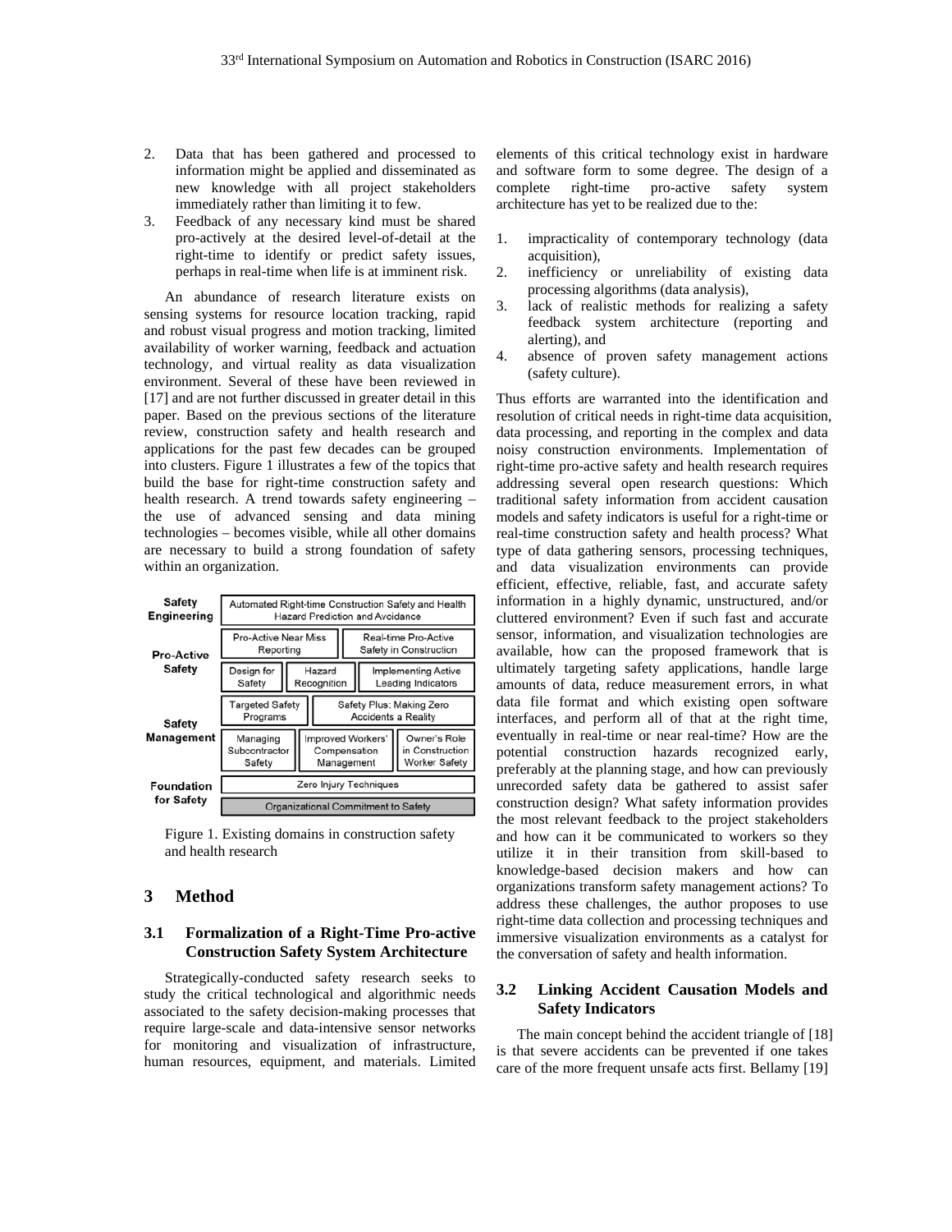2. Data that has been gathered and processed to information might be applied and disseminated as new knowledge with all project stakeholders immediately rather than limiting it to few.
3. Feedback of any necessary kind must be shared pro-actively at the desired level-of-detail at the right-time to identify or predict safety issues, perhaps in real-time when life is at imminent risk.

An abundance of research literature exists on sensing systems for resource location tracking, rapid and robust visual progress and motion tracking, limited availability of worker warning, feedback and actuation technology, and virtual reality as data visualization environment. Several of these have been reviewed in [17] and are not further discussed in greater detail in this paper. Based on the previous sections of the literature review, construction safety and health research and applications for the past few decades can be grouped into clusters. Figure 1 illustrates a few of the topics that build the base for right-time construction safety and health research. A trend towards safety engineering – the use of advanced sensing and data mining technologies – becomes visible, while all other domains are necessary to build a strong foundation of safety within an organization.

| Safety Engineering | Automated Right-time Construction Safety and Health Hazard Prediction and Avoidance | | |
|---|---|---|---|
| Pro-Active Safety | Pro-Active Near Miss Reporting | Real-time Pro-Active Safety in Construction | |
| | Design for Safety | Hazard Recognition | Implementing Active Leading Indicators |
| Safety Management | Targeted Safety Programs | Safety Plus: Making Zero Accidents a Reality | |
| | Managing Subcontractor Safety | Improved Workers' Compensation Management | Owner's Role in Construction Worker Safety |
| Foundation for Safety | Zero Injury Techniques | | |
| | Organizational Commitment to Safety | | |

Figure 1. Existing domains in construction safety and health research

## 3 Method

### 3.1 Formalization of a Right-Time Pro-active Construction Safety System Architecture

Strategically-conducted safety research seeks to study the critical technological and algorithmic needs associated to the safety decision-making processes that require large-scale and data-intensive sensor networks for monitoring and visualization of infrastructure, human resources, equipment, and materials. Limited elements of this critical technology exist in hardware and software form to some degree. The design of a complete right-time pro-active safety system architecture has yet to be realized due to the:

1. impracticality of contemporary technology (data acquisition),
2. inefficiency or unreliability of existing data processing algorithms (data analysis),
3. lack of realistic methods for realizing a safety feedback system architecture (reporting and alerting), and
4. absence of proven safety management actions (safety culture).

Thus efforts are warranted into the identification and resolution of critical needs in right-time data acquisition, data processing, and reporting in the complex and data noisy construction environments. Implementation of right-time pro-active safety and health research requires addressing several open research questions: Which traditional safety information from accident causation models and safety indicators is useful for a right-time or real-time construction safety and health process? What type of data gathering sensors, processing techniques, and data visualization environments can provide efficient, effective, reliable, fast, and accurate safety information in a highly dynamic, unstructured, and/or cluttered environment? Even if such fast and accurate sensor, information, and visualization technologies are available, how can the proposed framework that is ultimately targeting safety applications, handle large amounts of data, reduce measurement errors, in what data file format and which existing open software interfaces, and perform all of that at the right time, eventually in real-time or near real-time? How are the potential construction hazards recognized early, preferably at the planning stage, and how can previously unrecorded safety data be gathered to assist safer construction design? What safety information provides the most relevant feedback to the project stakeholders and how can it be communicated to workers so they utilize it in their transition from skill-based to knowledge-based decision makers and how can organizations transform safety management actions? To address these challenges, the author proposes to use right-time data collection and processing techniques and immersive visualization environments as a catalyst for the conversation of safety and health information.

### 3.2 Linking Accident Causation Models and Safety Indicators

The main concept behind the accident triangle of [18] is that severe accidents can be prevented if one takes care of the more frequent unsafe acts first. Bellamy [19]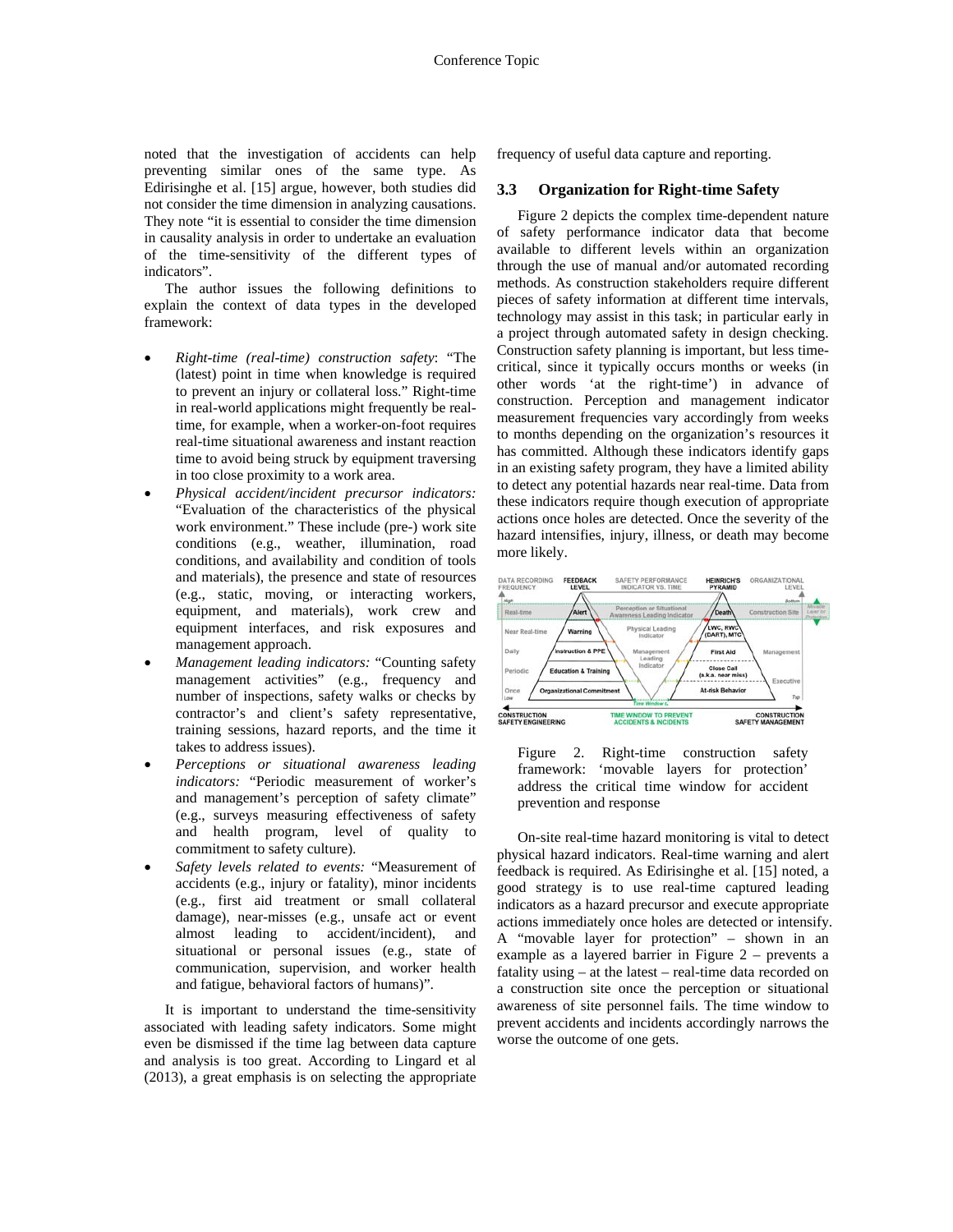noted that the investigation of accidents can help preventing similar ones of the same type. As Edirisinghe et al. [15] argue, however, both studies did not consider the time dimension in analyzing causations. They note "it is essential to consider the time dimension in causality analysis in order to undertake an evaluation of the time-sensitivity of the different types of indicators".

The author issues the following definitions to explain the context of data types in the developed framework:

- *Right-time (real-time) construction safety*: "The (latest) point in time when knowledge is required to prevent an injury or collateral loss." Right-time in real-world applications might frequently be real-time, for example, when a worker-on-foot requires real-time situational awareness and instant reaction time to avoid being struck by equipment traversing in too close proximity to a work area.
- *Physical accident/incident precursor indicators:* "Evaluation of the characteristics of the physical work environment." These include (pre-) work site conditions (e.g., weather, illumination, road conditions, and availability and condition of tools and materials), the presence and state of resources (e.g., static, moving, or interacting workers, equipment, and materials), work crew and equipment interfaces, and risk exposures and management approach.
- *Management leading indicators:* "Counting safety management activities" (e.g., frequency and number of inspections, safety walks or checks by contractor's and client's safety representative, training sessions, hazard reports, and the time it takes to address issues).
- *Perceptions or situational awareness leading indicators:* "Periodic measurement of worker's and management's perception of safety climate" (e.g., surveys measuring effectiveness of safety and health program, level of quality to commitment to safety culture).
- *Safety levels related to events:* "Measurement of accidents (e.g., injury or fatality), minor incidents (e.g., first aid treatment or small collateral damage), near-misses (e.g., unsafe act or event almost leading to accident/incident), and situational or personal issues (e.g., state of communication, supervision, and worker health and fatigue, behavioral factors of humans)".

It is important to understand the time-sensitivity associated with leading safety indicators. Some might even be dismissed if the time lag between data capture and analysis is too great. According to Lingard et al (2013), a great emphasis is on selecting the appropriate frequency of useful data capture and reporting.

### 3.3 Organization for Right-time Safety

Figure 2 depicts the complex time-dependent nature of safety performance indicator data that become available to different levels within an organization through the use of manual and/or automated recording methods. As construction stakeholders require different pieces of safety information at different time intervals, technology may assist in this task; in particular early in a project through automated safety in design checking. Construction safety planning is important, but less time-critical, since it typically occurs months or weeks (in other words 'at the right-time') in advance of construction. Perception and management indicator measurement frequencies vary accordingly from weeks to months depending on the organization's resources it has committed. Although these indicators identify gaps in an existing safety program, they have a limited ability to detect any potential hazards near real-time. Data from these indicators require though execution of appropriate actions once holes are detected. Once the severity of the hazard intensifies, injury, illness, or death may become more likely.

Figure 2. Right-time construction safety framework: 'movable layers for protection' address the critical time window for accident prevention and response

On-site real-time hazard monitoring is vital to detect physical hazard indicators. Real-time warning and alert feedback is required. As Edirisinghe et al. [15] noted, a good strategy is to use real-time captured leading indicators as a hazard precursor and execute appropriate actions immediately once holes are detected or intensify. A "movable layer for protection" – shown in an example as a layered barrier in Figure 2 – prevents a fatality using – at the latest – real-time data recorded on a construction site once the perception or situational awareness of site personnel fails. The time window to prevent accidents and incidents accordingly narrows the worse the outcome of one gets.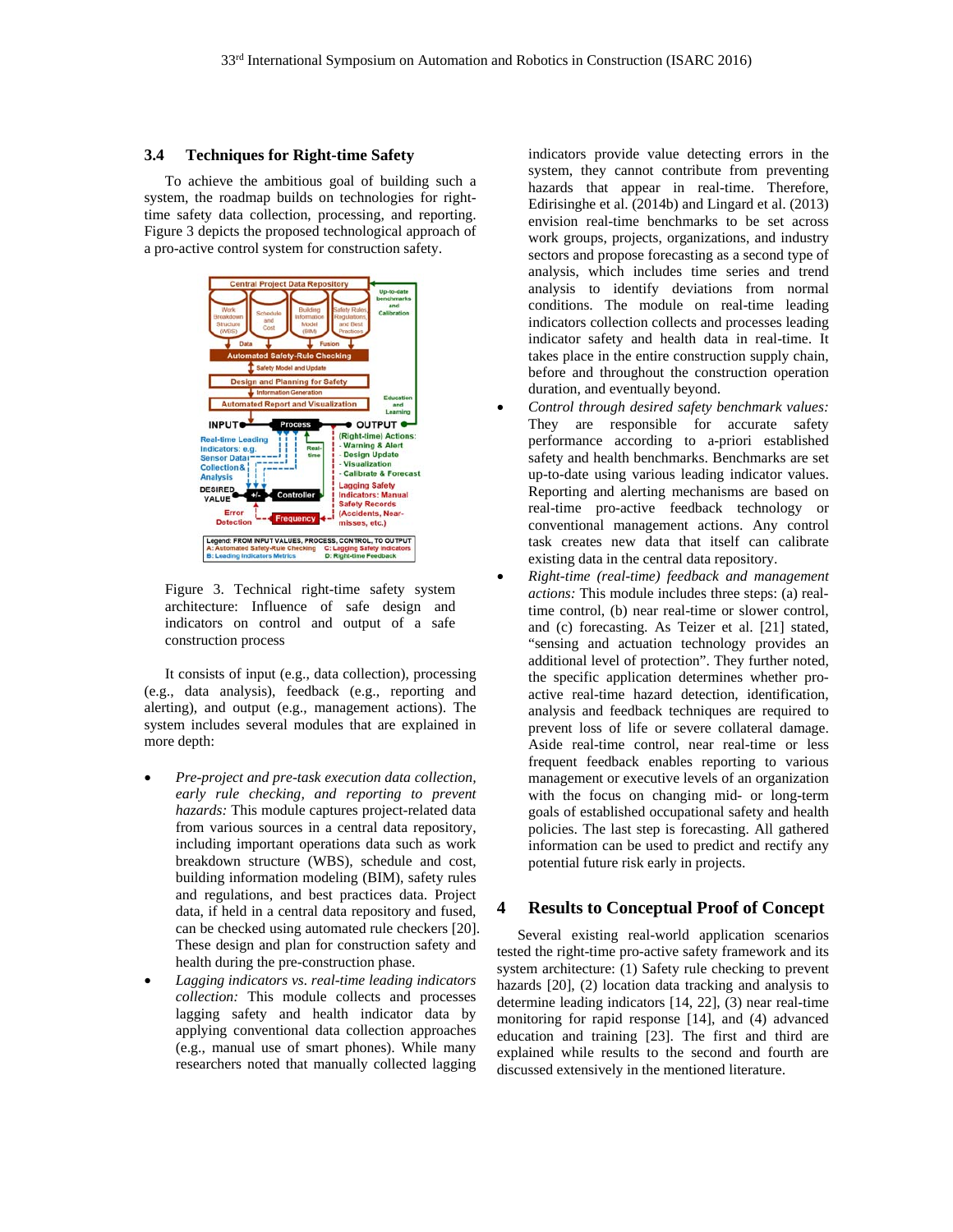### 3.4 Techniques for Right-time Safety

To achieve the ambitious goal of building such a system, the roadmap builds on technologies for right-time safety data collection, processing, and reporting. Figure 3 depicts the proposed technological approach of a pro-active control system for construction safety.

Figure 3. Technical right-time safety system architecture: Influence of safe design and indicators on control and output of a safe construction process

It consists of input (e.g., data collection), processing (e.g., data analysis), feedback (e.g., reporting and alerting), and output (e.g., management actions). The system includes several modules that are explained in more depth:

- *Pre-project and pre-task execution data collection, early rule checking, and reporting to prevent hazards:* This module captures project-related data from various sources in a central data repository, including important operations data such as work breakdown structure (WBS), schedule and cost, building information modeling (BIM), safety rules and regulations, and best practices data. Project data, if held in a central data repository and fused, can be checked using automated rule checkers [20]. These design and plan for construction safety and health during the pre-construction phase.
- *Lagging indicators vs. real-time leading indicators collection:* This module collects and processes lagging safety and health indicator data by applying conventional data collection approaches (e.g., manual use of smart phones). While many researchers noted that manually collected lagging indicators provide value detecting errors in the system, they cannot contribute from preventing hazards that appear in real-time. Therefore, Edirisinghe et al. (2014b) and Lingard et al. (2013) envision real-time benchmarks to be set across work groups, projects, organizations, and industry sectors and propose forecasting as a second type of analysis, which includes time series and trend analysis to identify deviations from normal conditions. The module on real-time leading indicators collection collects and processes leading indicator safety and health data in real-time. It takes place in the entire construction supply chain, before and throughout the construction operation duration, and eventually beyond.
- *Control through desired safety benchmark values:* They are responsible for accurate safety performance according to a-priori established safety and health benchmarks. Benchmarks are set up-to-date using various leading indicator values. Reporting and alerting mechanisms are based on real-time pro-active feedback technology or conventional management actions. Any control task creates new data that itself can calibrate existing data in the central data repository.
- *Right-time (real-time) feedback and management actions:* This module includes three steps: (a) real-time control, (b) near real-time or slower control, and (c) forecasting. As Teizer et al. [21] stated, "sensing and actuation technology provides an additional level of protection". They further noted, the specific application determines whether pro-active real-time hazard detection, identification, analysis and feedback techniques are required to prevent loss of life or severe collateral damage. Aside real-time control, near real-time or less frequent feedback enables reporting to various management or executive levels of an organization with the focus on changing mid- or long-term goals of established occupational safety and health policies. The last step is forecasting. All gathered information can be used to predict and rectify any potential future risk early in projects.

## 4 Results to Conceptual Proof of Concept

Several existing real-world application scenarios tested the right-time pro-active safety framework and its system architecture: (1) Safety rule checking to prevent hazards [20], (2) location data tracking and analysis to determine leading indicators [14, 22], (3) near real-time monitoring for rapid response [14], and (4) advanced education and training [23]. The first and third are explained while results to the second and fourth are discussed extensively in the mentioned literature.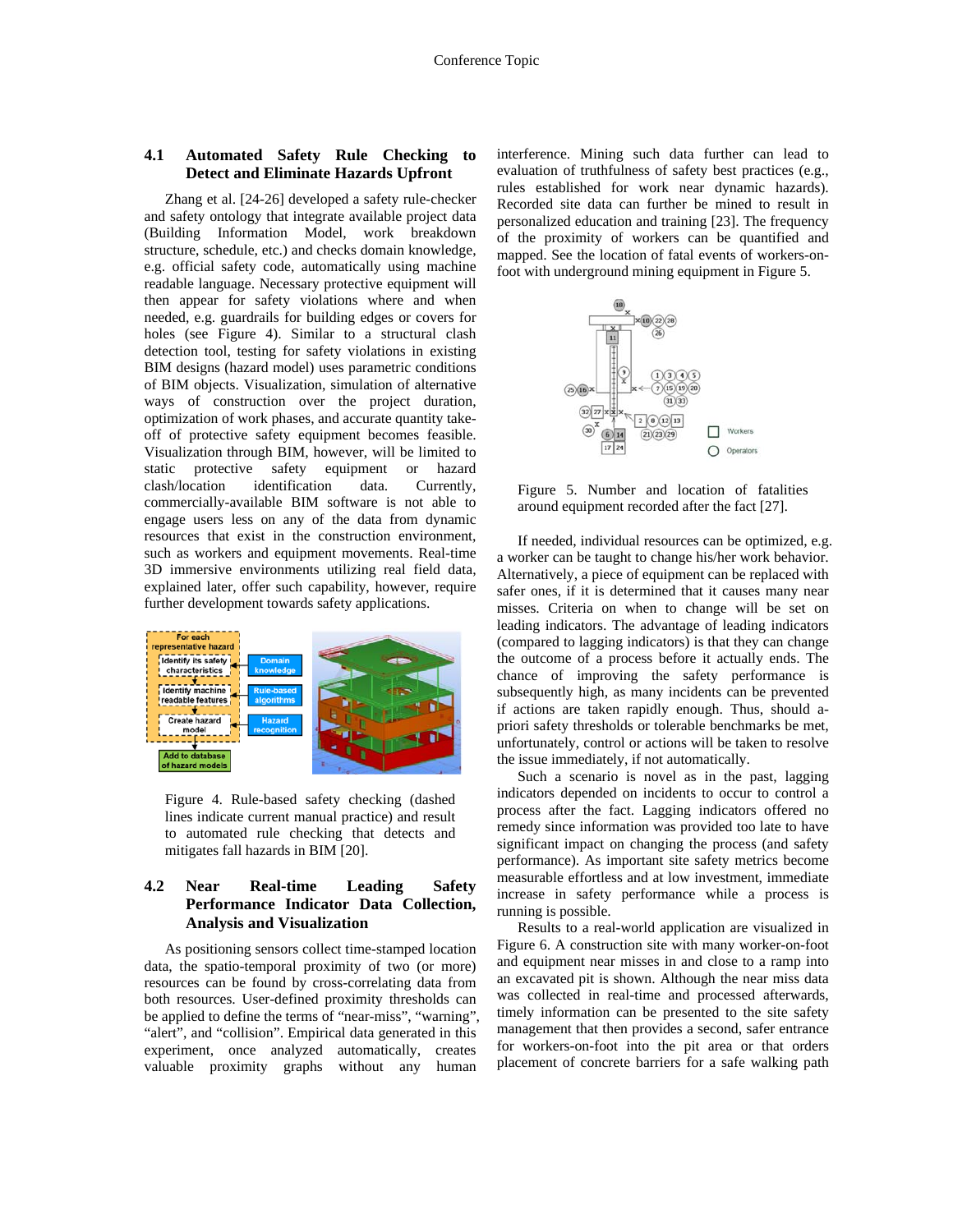### 4.1 Automated Safety Rule Checking to Detect and Eliminate Hazards Upfront

Zhang et al. [24-26] developed a safety rule-checker and safety ontology that integrate available project data (Building Information Model, work breakdown structure, schedule, etc.) and checks domain knowledge, e.g. official safety code, automatically using machine readable language. Necessary protective equipment will then appear for safety violations where and when needed, e.g. guardrails for building edges or covers for holes (see Figure 4). Similar to a structural clash detection tool, testing for safety violations in existing BIM designs (hazard model) uses parametric conditions of BIM objects. Visualization, simulation of alternative ways of construction over the project duration, optimization of work phases, and accurate quantity take-off of protective safety equipment becomes feasible. Visualization through BIM, however, will be limited to static protective safety equipment or hazard clash/location identification data. Currently, commercially-available BIM software is not able to engage users less on any of the data from dynamic resources that exist in the construction environment, such as workers and equipment movements. Real-time 3D immersive environments utilizing real field data, explained later, offer such capability, however, require further development towards safety applications.

Figure 4. Rule-based safety checking (dashed lines indicate current manual practice) and result to automated rule checking that detects and mitigates fall hazards in BIM [20].

### 4.2 Near Real-time Leading Safety Performance Indicator Data Collection, Analysis and Visualization

As positioning sensors collect time-stamped location data, the spatio-temporal proximity of two (or more) resources can be found by cross-correlating data from both resources. User-defined proximity thresholds can be applied to define the terms of "near-miss", "warning", "alert", and "collision". Empirical data generated in this experiment, once analyzed automatically, creates valuable proximity graphs without any human interference. Mining such data further can lead to evaluation of truthfulness of safety best practices (e.g., rules established for work near dynamic hazards). Recorded site data can further be mined to result in personalized education and training [23]. The frequency of the proximity of workers can be quantified and mapped. See the location of fatal events of workers-on-foot with underground mining equipment in Figure 5.

Figure 5. Number and location of fatalities around equipment recorded after the fact [27].

If needed, individual resources can be optimized, e.g. a worker can be taught to change his/her work behavior. Alternatively, a piece of equipment can be replaced with safer ones, if it is determined that it causes many near misses. Criteria on when to change will be set on leading indicators. The advantage of leading indicators (compared to lagging indicators) is that they can change the outcome of a process before it actually ends. The chance of improving the safety performance is subsequently high, as many incidents can be prevented if actions are taken rapidly enough. Thus, should a-priori safety thresholds or tolerable benchmarks be met, unfortunately, control or actions will be taken to resolve the issue immediately, if not automatically.

Such a scenario is novel as in the past, lagging indicators depended on incidents to occur to control a process after the fact. Lagging indicators offered no remedy since information was provided too late to have significant impact on changing the process (and safety performance). As important site safety metrics become measurable effortless and at low investment, immediate increase in safety performance while a process is running is possible.

Results to a real-world application are visualized in Figure 6. A construction site with many worker-on-foot and equipment near misses in and close to a ramp into an excavated pit is shown. Although the near miss data was collected in real-time and processed afterwards, timely information can be presented to the site safety management that then provides a second, safer entrance for workers-on-foot into the pit area or that orders placement of concrete barriers for a safe walking path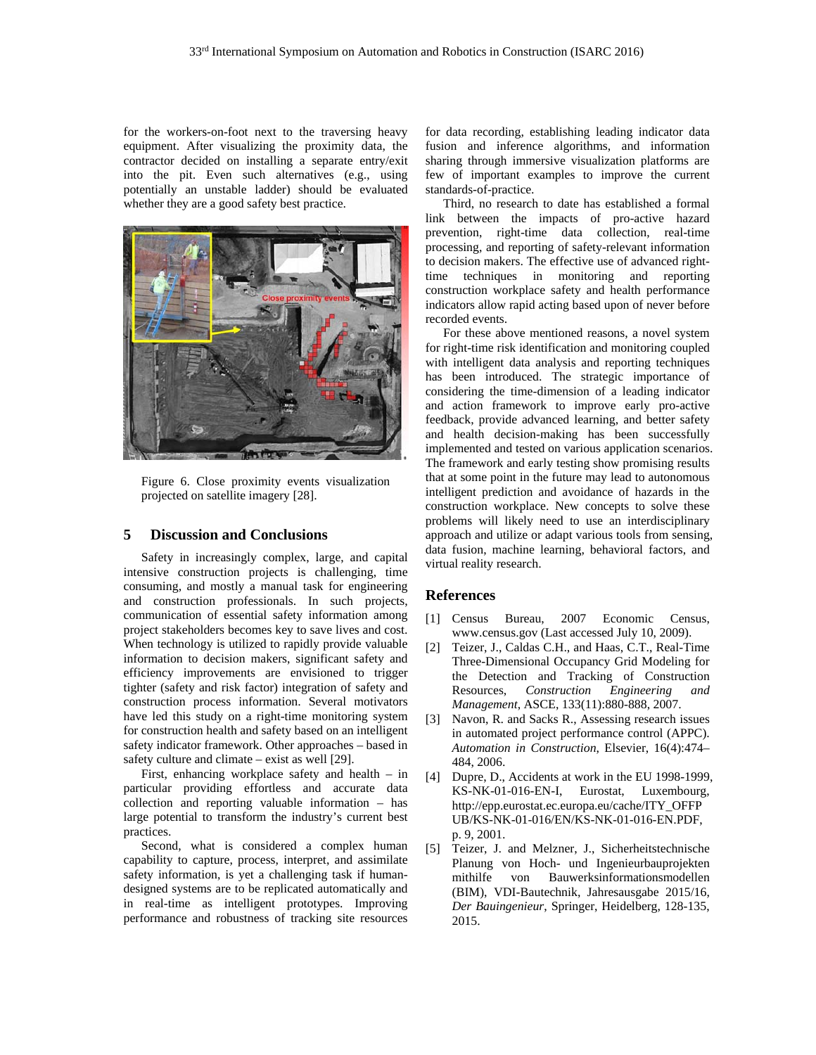for the workers-on-foot next to the traversing heavy equipment. After visualizing the proximity data, the contractor decided on installing a separate entry/exit into the pit. Even such alternatives (e.g., using potentially an unstable ladder) should be evaluated whether they are a good safety best practice.

Figure 6. Close proximity events visualization projected on satellite imagery [28].

## 5 Discussion and Conclusions

Safety in increasingly complex, large, and capital intensive construction projects is challenging, time consuming, and mostly a manual task for engineering and construction professionals. In such projects, communication of essential safety information among project stakeholders becomes key to save lives and cost. When technology is utilized to rapidly provide valuable information to decision makers, significant safety and efficiency improvements are envisioned to trigger tighter (safety and risk factor) integration of safety and construction process information. Several motivators have led this study on a right-time monitoring system for construction health and safety based on an intelligent safety indicator framework. Other approaches – based in safety culture and climate – exist as well [29].

First, enhancing workplace safety and health – in particular providing effortless and accurate data collection and reporting valuable information – has large potential to transform the industry's current best practices.

Second, what is considered a complex human capability to capture, process, interpret, and assimilate safety information, is yet a challenging task if human-designed systems are to be replicated automatically and in real-time as intelligent prototypes. Improving performance and robustness of tracking site resources for data recording, establishing leading indicator data fusion and inference algorithms, and information sharing through immersive visualization platforms are few of important examples to improve the current standards-of-practice.

Third, no research to date has established a formal link between the impacts of pro-active hazard prevention, right-time data collection, real-time processing, and reporting of safety-relevant information to decision makers. The effective use of advanced right-time techniques in monitoring and reporting construction workplace safety and health performance indicators allow rapid acting based upon of never before recorded events.

For these above mentioned reasons, a novel system for right-time risk identification and monitoring coupled with intelligent data analysis and reporting techniques has been introduced. The strategic importance of considering the time-dimension of a leading indicator and action framework to improve early pro-active feedback, provide advanced learning, and better safety and health decision-making has been successfully implemented and tested on various application scenarios. The framework and early testing show promising results that at some point in the future may lead to autonomous intelligent prediction and avoidance of hazards in the construction workplace. New concepts to solve these problems will likely need to use an interdisciplinary approach and utilize or adapt various tools from sensing, data fusion, machine learning, behavioral factors, and virtual reality research.

## References

[1] Census Bureau, 2007 Economic Census, www.census.gov (Last accessed July 10, 2009).

[2] Teizer, J., Caldas C.H., and Haas, C.T., Real-Time Three-Dimensional Occupancy Grid Modeling for the Detection and Tracking of Construction Resources, *Construction Engineering and Management*, ASCE, 133(11):880-888, 2007.

[3] Navon, R. and Sacks R., Assessing research issues in automated project performance control (APPC). *Automation in Construction*, Elsevier, 16(4):474–484, 2006.

[4] Dupre, D., Accidents at work in the EU 1998-1999, KS-NK-01-016-EN-I, Eurostat, Luxembourg, http://epp.eurostat.ec.europa.eu/cache/ITY_OFFPUB/KS-NK-01-016/EN/KS-NK-01-016-EN.PDF, p. 9, 2001.

[5] Teizer, J. and Melzner, J., Sicherheitstechnische Planung von Hoch- und Ingenieurbauprojekten mithilfe von Bauwerksinformationsmodellen (BIM), VDI-Bautechnik, Jahresausgabe 2015/16, *Der Bauingenieur*, Springer, Heidelberg, 128-135, 2015.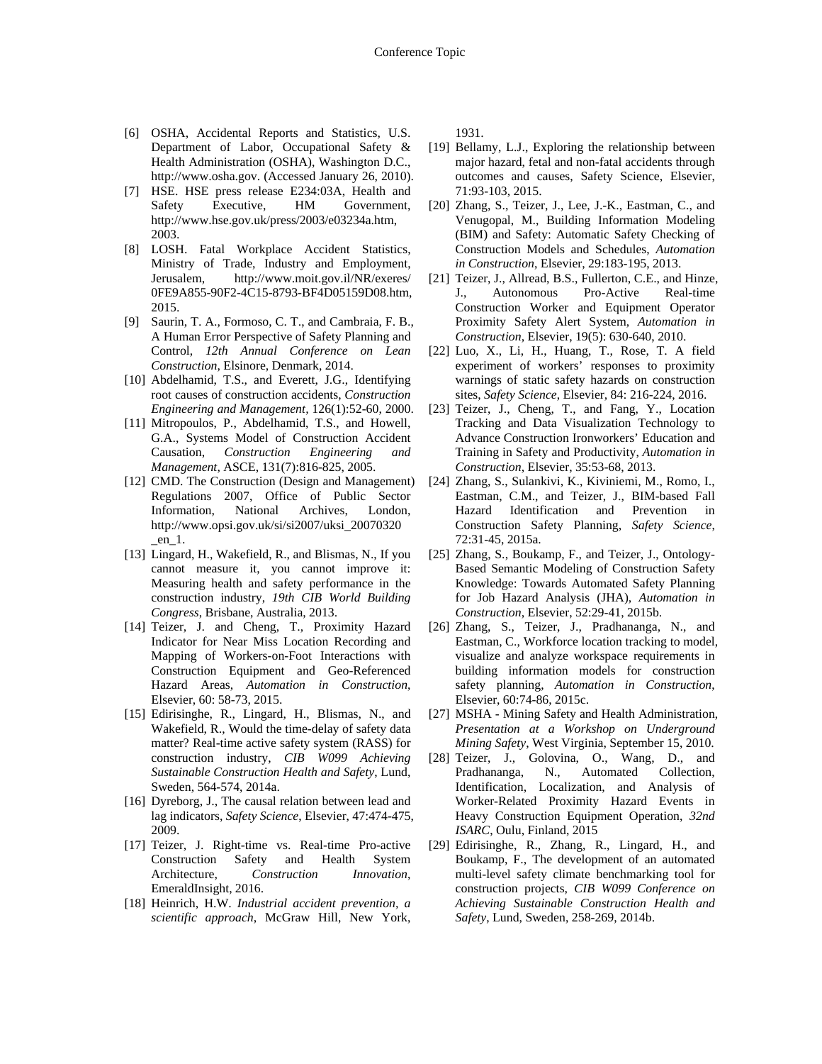[6] OSHA, Accidental Reports and Statistics, U.S. Department of Labor, Occupational Safety & Health Administration (OSHA), Washington D.C., http://www.osha.gov. (Accessed January 26, 2010).

[7] HSE. HSE press release E234:03A, Health and Safety Executive, HM Government, http://www.hse.gov.uk/press/2003/e03234a.htm, 2003.

[8] LOSH. Fatal Workplace Accident Statistics, Ministry of Trade, Industry and Employment, Jerusalem, http://www.moit.gov.il/NR/exeres/0FE9A855-90F2-4C15-8793-BF4D05159D08.htm, 2015.

[9] Saurin, T. A., Formoso, C. T., and Cambraia, F. B., A Human Error Perspective of Safety Planning and Control, *12th Annual Conference on Lean Construction*, Elsinore, Denmark, 2014.

[10] Abdelhamid, T.S., and Everett, J.G., Identifying root causes of construction accidents, *Construction Engineering and Management*, 126(1):52-60, 2000.

[11] Mitropoulos, P., Abdelhamid, T.S., and Howell, G.A., Systems Model of Construction Accident Causation, *Construction Engineering and Management*, ASCE, 131(7):816-825, 2005.

[12] CMD. The Construction (Design and Management) Regulations 2007, Office of Public Sector Information, National Archives, London, http://www.opsi.gov.uk/si/si2007/uksi_20070320_en_1.

[13] Lingard, H., Wakefield, R., and Blismas, N., If you cannot measure it, you cannot improve it: Measuring health and safety performance in the construction industry, *19th CIB World Building Congress*, Brisbane, Australia, 2013.

[14] Teizer, J. and Cheng, T., Proximity Hazard Indicator for Near Miss Location Recording and Mapping of Workers-on-Foot Interactions with Construction Equipment and Geo-Referenced Hazard Areas, *Automation in Construction*, Elsevier, 60: 58-73, 2015.

[15] Edirisinghe, R., Lingard, H., Blismas, N., and Wakefield, R., Would the time-delay of safety data matter? Real-time active safety system (RASS) for construction industry, *CIB W099 Achieving Sustainable Construction Health and Safety*, Lund, Sweden, 564-574, 2014a.

[16] Dyreborg, J., The causal relation between lead and lag indicators, *Safety Science*, Elsevier, 47:474-475, 2009.

[17] Teizer, J. Right-time vs. Real-time Pro-active Construction Safety and Health System Architecture, *Construction Innovation*, EmeraldInsight, 2016.

[18] Heinrich, H.W. *Industrial accident prevention, a scientific approach*, McGraw Hill, New York, 1931.

[19] Bellamy, L.J., Exploring the relationship between major hazard, fetal and non-fatal accidents through outcomes and causes, Safety Science, Elsevier, 71:93-103, 2015.

[20] Zhang, S., Teizer, J., Lee, J.-K., Eastman, C., and Venugopal, M., Building Information Modeling (BIM) and Safety: Automatic Safety Checking of Construction Models and Schedules, *Automation in Construction*, Elsevier, 29:183-195, 2013.

[21] Teizer, J., Allread, B.S., Fullerton, C.E., and Hinze, J., Autonomous Pro-Active Real-time Construction Worker and Equipment Operator Proximity Safety Alert System, *Automation in Construction*, Elsevier, 19(5): 630-640, 2010.

[22] Luo, X., Li, H., Huang, T., Rose, T. A field experiment of workers' responses to proximity warnings of static safety hazards on construction sites, *Safety Science*, Elsevier, 84: 216-224, 2016.

[23] Teizer, J., Cheng, T., and Fang, Y., Location Tracking and Data Visualization Technology to Advance Construction Ironworkers' Education and Training in Safety and Productivity, *Automation in Construction*, Elsevier, 35:53-68, 2013.

[24] Zhang, S., Sulankivi, K., Kiviniemi, M., Romo, I., Eastman, C.M., and Teizer, J., BIM-based Fall Hazard Identification and Prevention in Construction Safety Planning, *Safety Science*, 72:31-45, 2015a.

[25] Zhang, S., Boukamp, F., and Teizer, J., Ontology-Based Semantic Modeling of Construction Safety Knowledge: Towards Automated Safety Planning for Job Hazard Analysis (JHA), *Automation in Construction*, Elsevier, 52:29-41, 2015b.

[26] Zhang, S., Teizer, J., Pradhananga, N., and Eastman, C., Workforce location tracking to model, visualize and analyze workspace requirements in building information models for construction safety planning, *Automation in Construction*, Elsevier, 60:74-86, 2015c.

[27] MSHA - Mining Safety and Health Administration, *Presentation at a Workshop on Underground Mining Safety*, West Virginia, September 15, 2010.

[28] Teizer, J., Golovina, O., Wang, D., and Pradhananga, N., Automated Collection, Identification, Localization, and Analysis of Worker-Related Proximity Hazard Events in Heavy Construction Equipment Operation, *32nd ISARC*, Oulu, Finland, 2015

[29] Edirisinghe, R., Zhang, R., Lingard, H., and Boukamp, F., The development of an automated multi-level safety climate benchmarking tool for construction projects, *CIB W099 Conference on Achieving Sustainable Construction Health and Safety*, Lund, Sweden, 258-269, 2014b.